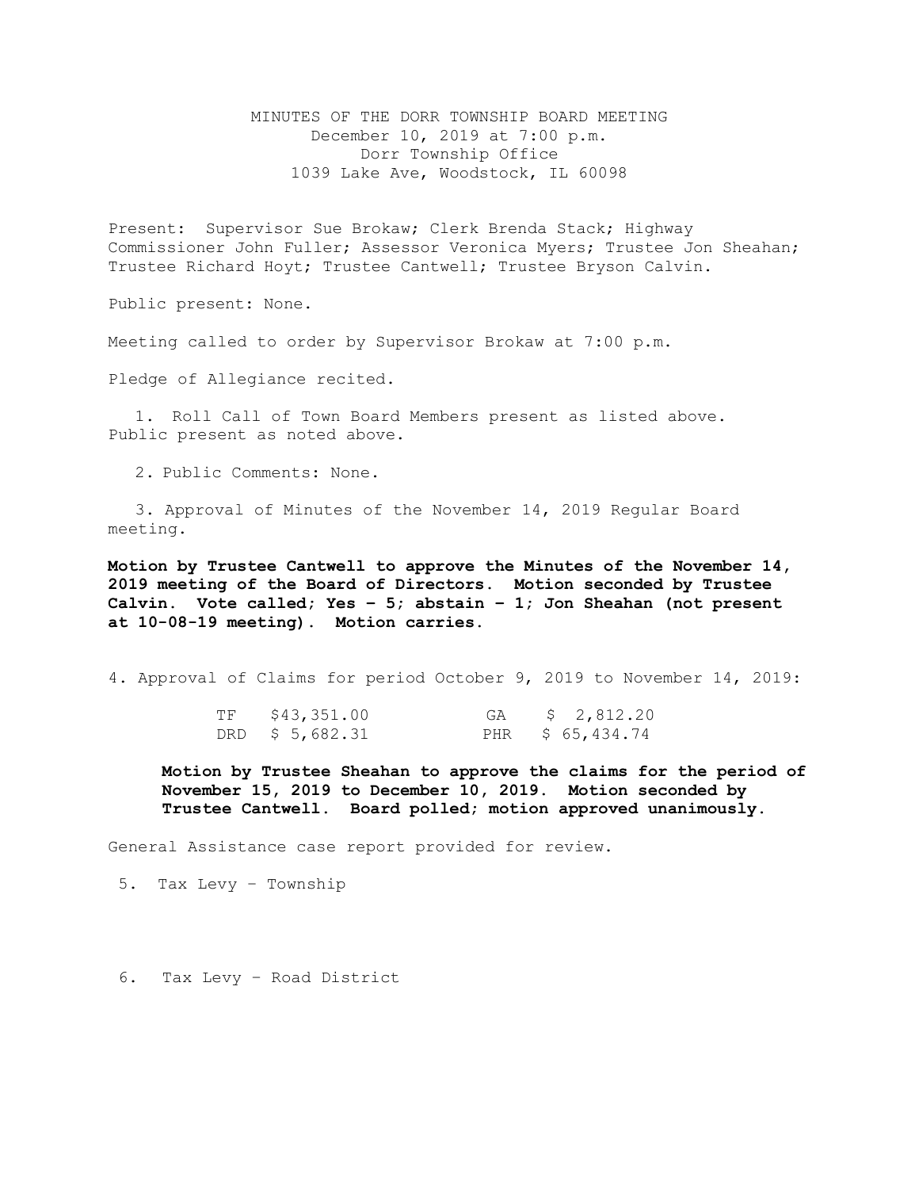MINUTES OF THE DORR TOWNSHIP BOARD MEETING
December 10, 2019 at 7:00 p.m.
Dorr Township Office
1039 Lake Ave, Woodstock, IL 60098

Present: Supervisor Sue Brokaw; Clerk Brenda Stack; Highway Commissioner John Fuller; Assessor Veronica Myers; Trustee Jon Sheahan; Trustee Richard Hoyt; Trustee Cantwell; Trustee Bryson Calvin.

Public present: None.

Meeting called to order by Supervisor Brokaw at 7:00 p.m.

Pledge of Allegiance recited.

1. Roll Call of Town Board Members present as listed above. Public present as noted above.

2. Public Comments: None.

3. Approval of Minutes of the November 14, 2019 Regular Board meeting.

**Motion by Trustee Cantwell to approve the Minutes of the November 14, 2019 meeting of the Board of Directors. Motion seconded by Trustee Calvin. Vote called; Yes – 5; abstain – 1; Jon Sheahan (not present at 10-08-19 meeting). Motion carries.**

4. Approval of Claims for period October 9, 2019 to November 14, 2019:

| | | | |
|---|---|---|---|
| TF | $43,351.00 | GA | $ 2,812.20 |
| DRD | $ 5,682.31 | PHR | $ 65,434.74 |

**Motion by Trustee Sheahan to approve the claims for the period of November 15, 2019 to December 10, 2019. Motion seconded by Trustee Cantwell. Board polled; motion approved unanimously.**

General Assistance case report provided for review.

5. Tax Levy – Township

6. Tax Levy – Road District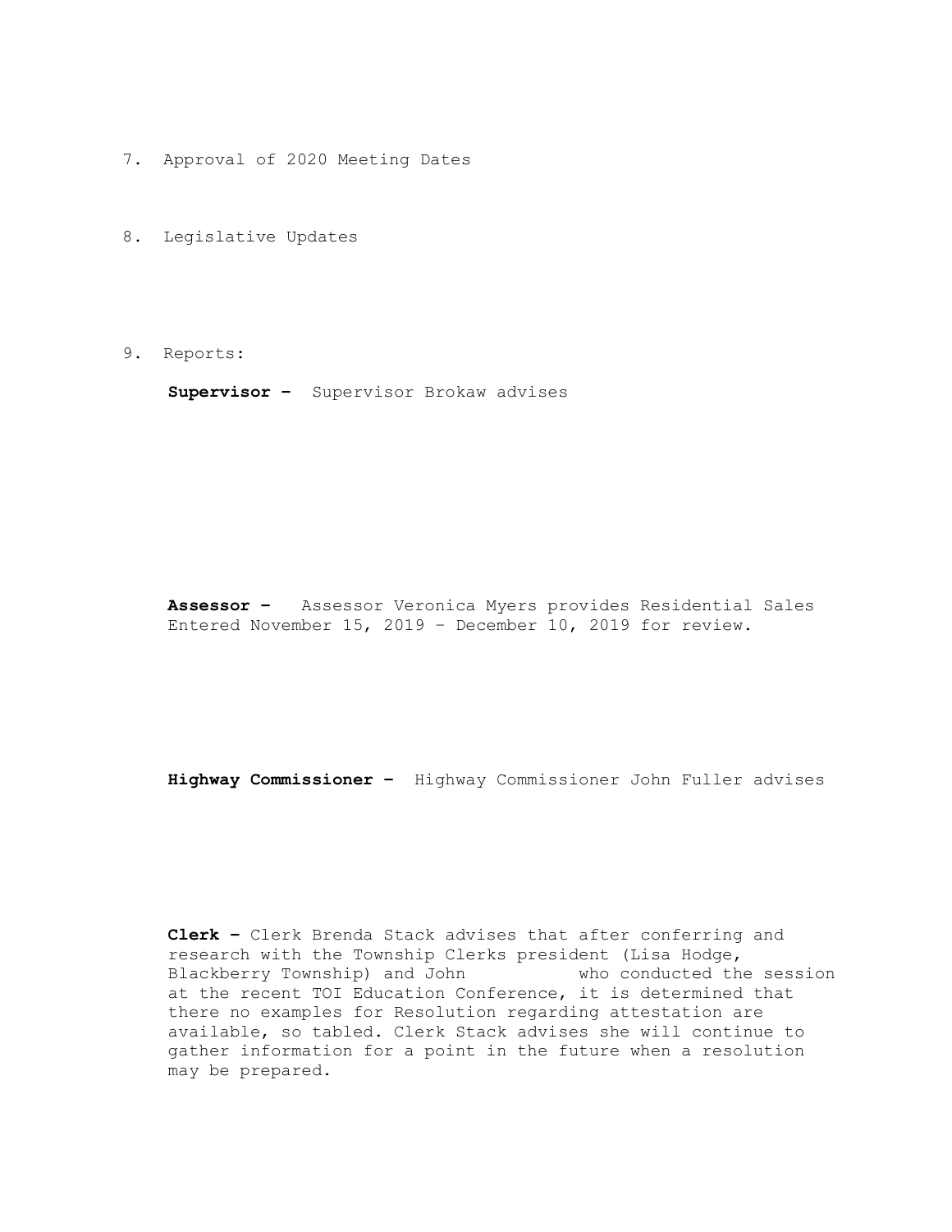7. Approval of 2020 Meeting Dates

8. Legislative Updates

9. Reports:

   **Supervisor –** Supervisor Brokaw advises

   **Assessor –** Assessor Veronica Myers provides Residential Sales Entered November 15, 2019 – December 10, 2019 for review.

   **Highway Commissioner –** Highway Commissioner John Fuller advises

   **Clerk –** Clerk Brenda Stack advises that after conferring and research with the Township Clerks president (Lisa Hodge, Blackberry Township) and John who conducted the session at the recent TOI Education Conference, it is determined that there no examples for Resolution regarding attestation are available, so tabled. Clerk Stack advises she will continue to gather information for a point in the future when a resolution may be prepared.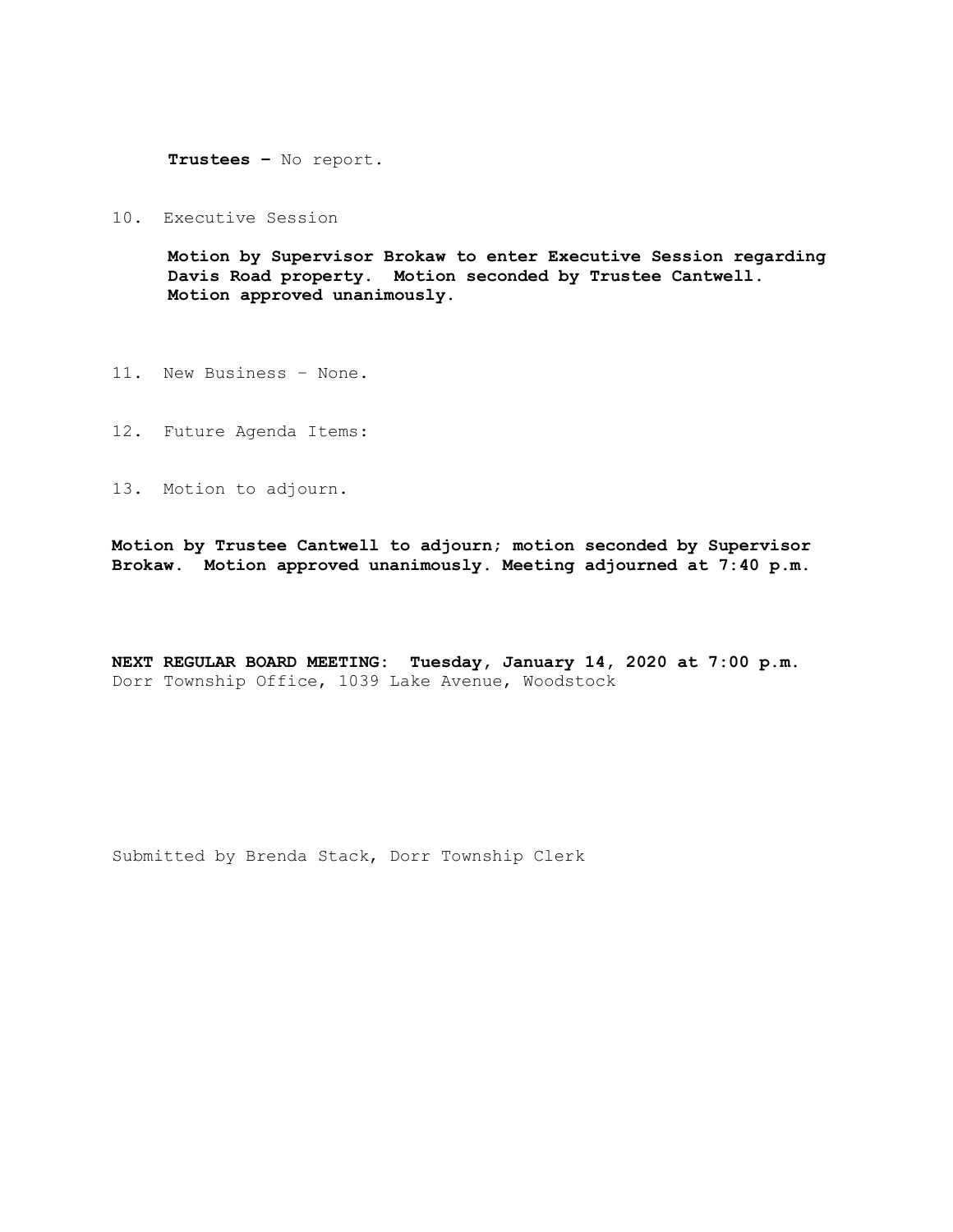**Trustees –** No report.

10. Executive Session

    **Motion by Supervisor Brokaw to enter Executive Session regarding Davis Road property. Motion seconded by Trustee Cantwell. Motion approved unanimously.**

11. New Business – None.

12. Future Agenda Items:

13. Motion to adjourn.

**Motion by Trustee Cantwell to adjourn; motion seconded by Supervisor Brokaw. Motion approved unanimously. Meeting adjourned at 7:40 p.m.**

**NEXT REGULAR BOARD MEETING: Tuesday, January 14, 2020 at 7:00 p.m.**
Dorr Township Office, 1039 Lake Avenue, Woodstock

Submitted by Brenda Stack, Dorr Township Clerk